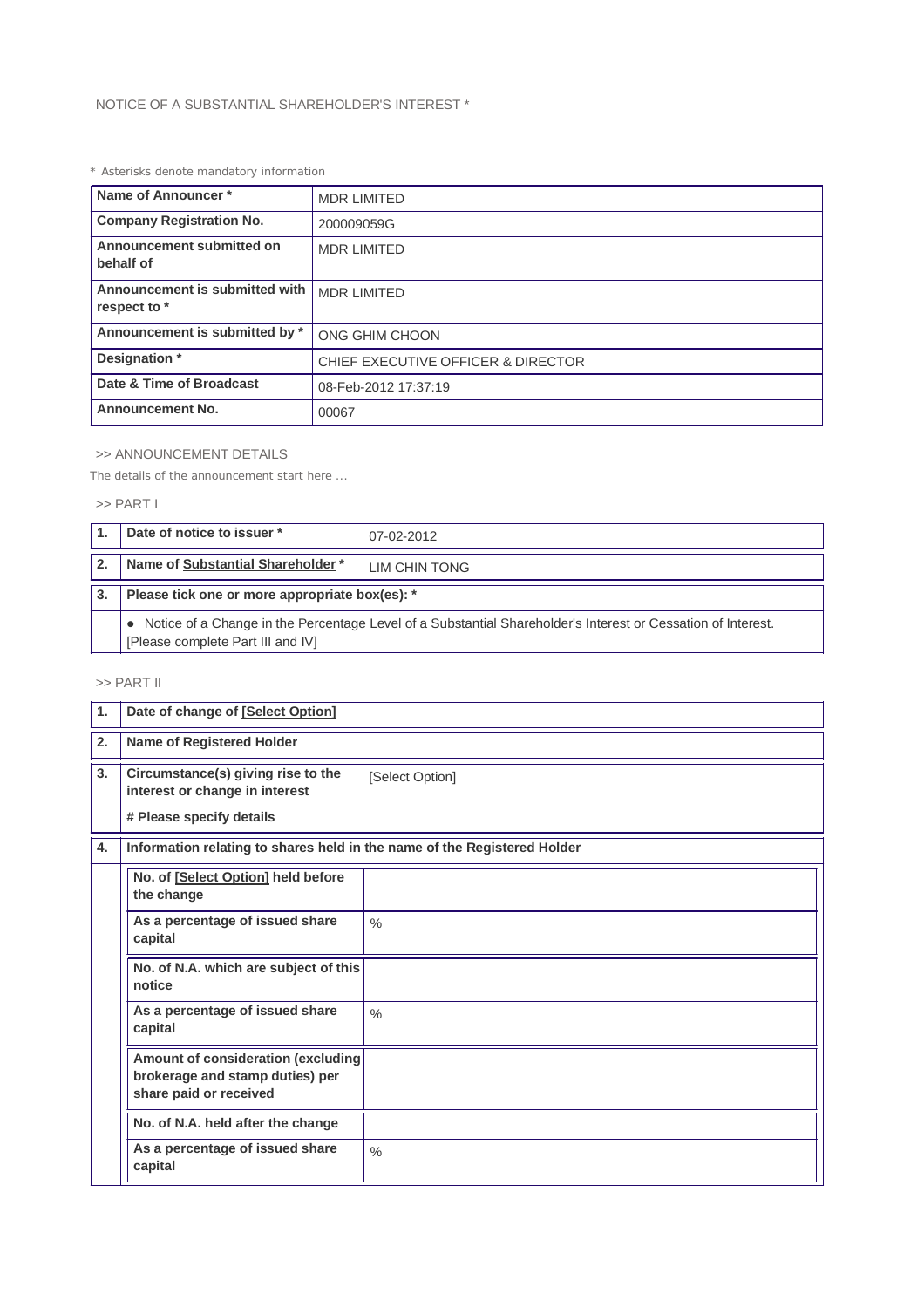NOTICE OF A SUBSTANTIAL SHAREHOLDER'S INTEREST *

* Asterisks denote mandatory information

| Name of Announcer * | MDR LIMITED |
|---|---|
| Company Registration No. | 200009059G |
| Announcement submitted on behalf of | MDR LIMITED |
| Announcement is submitted with respect to * | MDR LIMITED |
| Announcement is submitted by * | ONG GHIM CHOON |
| Designation * | CHIEF EXECUTIVE OFFICER & DIRECTOR |
| Date & Time of Broadcast | 08-Feb-2012 17:37:19 |
| Announcement No. | 00067 |

>> ANNOUNCEMENT DETAILS

The details of the announcement start here ...

>> PART I

| 1. | Date of notice to issuer * | 07-02-2012 |
|---|---|---|
| 2. | Name of Substantial Shareholder * | LIM CHIN TONG |
| 3. | Please tick one or more appropriate box(es): * | |
| | • Notice of a Change in the Percentage Level of a Substantial Shareholder's Interest or Cessation of Interest. [Please complete Part III and IV] | |

>> PART II

| 1. | Date of change of [Select Option] | |
|---|---|---|
| 2. | Name of Registered Holder | |
| 3. | Circumstance(s) giving rise to the interest or change in interest | [Select Option] |
| | # Please specify details | |
| 4. | Information relating to shares held in the name of the Registered Holder | |
| | No. of [Select Option] held before the change | |
| | As a percentage of issued share capital | % |
| | No. of N.A. which are subject of this notice | |
| | As a percentage of issued share capital | % |
| | Amount of consideration (excluding brokerage and stamp duties) per share paid or received | |
| | No. of N.A. held after the change | |
| | As a percentage of issued share capital | % |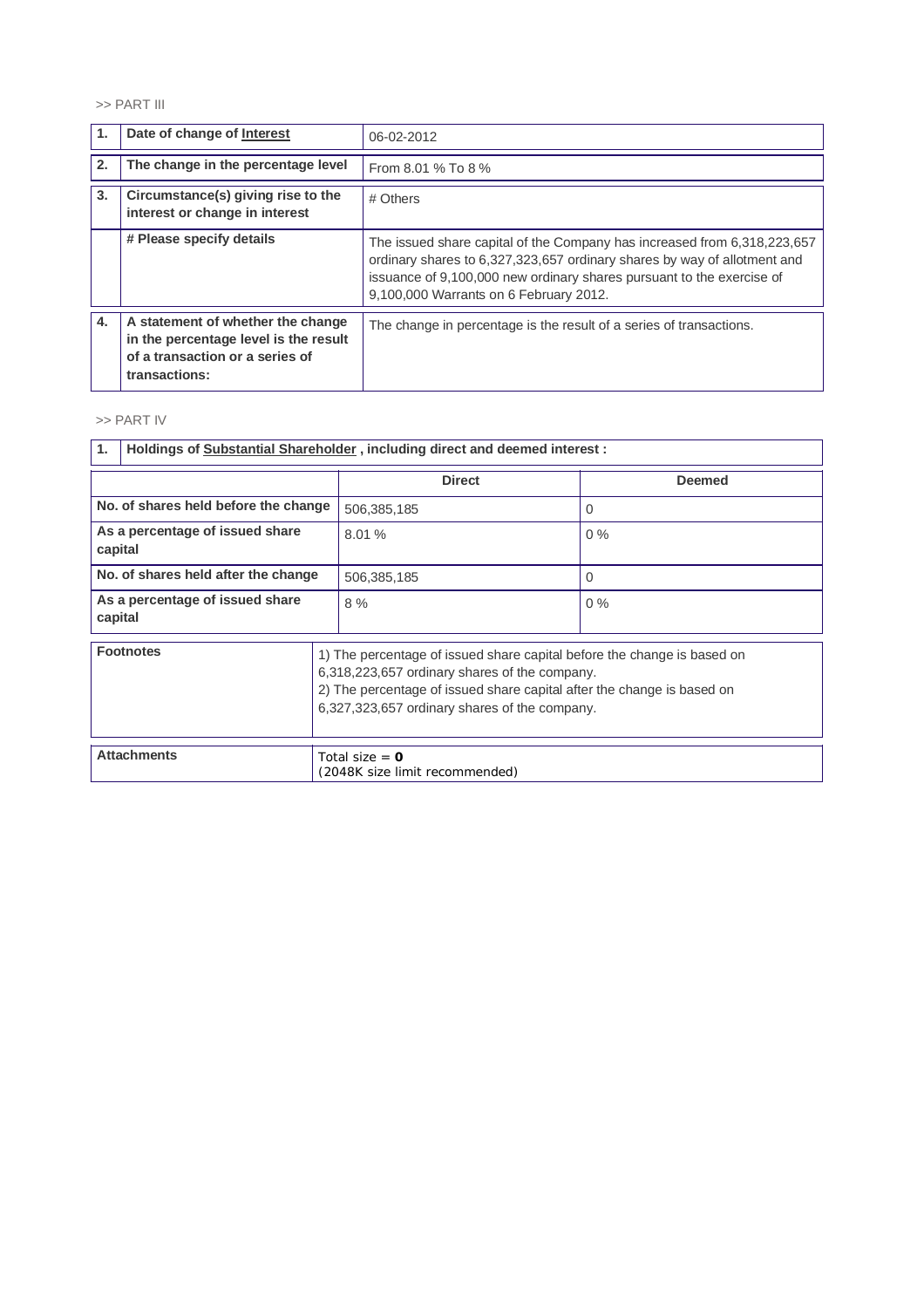>> PART III

| | | |
|---|---|---|
| 1. | Date of change of Interest | 06-02-2012 |
| 2. | The change in the percentage level | From 8.01 % To 8 % |
| 3. | Circumstance(s) giving rise to the interest or change in interest | # Others |
| | # Please specify details | The issued share capital of the Company has increased from 6,318,223,657 ordinary shares to 6,327,323,657 ordinary shares by way of allotment and issuance of 9,100,000 new ordinary shares pursuant to the exercise of 9,100,000 Warrants on 6 February 2012. |
| 4. | A statement of whether the change in the percentage level is the result of a transaction or a series of transactions: | The change in percentage is the result of a series of transactions. |

>> PART IV

**1. Holdings of Substantial Shareholder , including direct and deemed interest :**

| | Direct | Deemed |
|---|---|---|
| No. of shares held before the change | 506,385,185 | 0 |
| As a percentage of issued share capital | 8.01 % | 0 % |
| No. of shares held after the change | 506,385,185 | 0 |
| As a percentage of issued share capital | 8 % | 0 % |

| | |
|---|---|
| Footnotes | 1) The percentage of issued share capital before the change is based on 6,318,223,657 ordinary shares of the company.<br>2) The percentage of issued share capital after the change is based on 6,327,323,657 ordinary shares of the company. |
| Attachments | Total size = **0**<br>(2048K size limit recommended) |